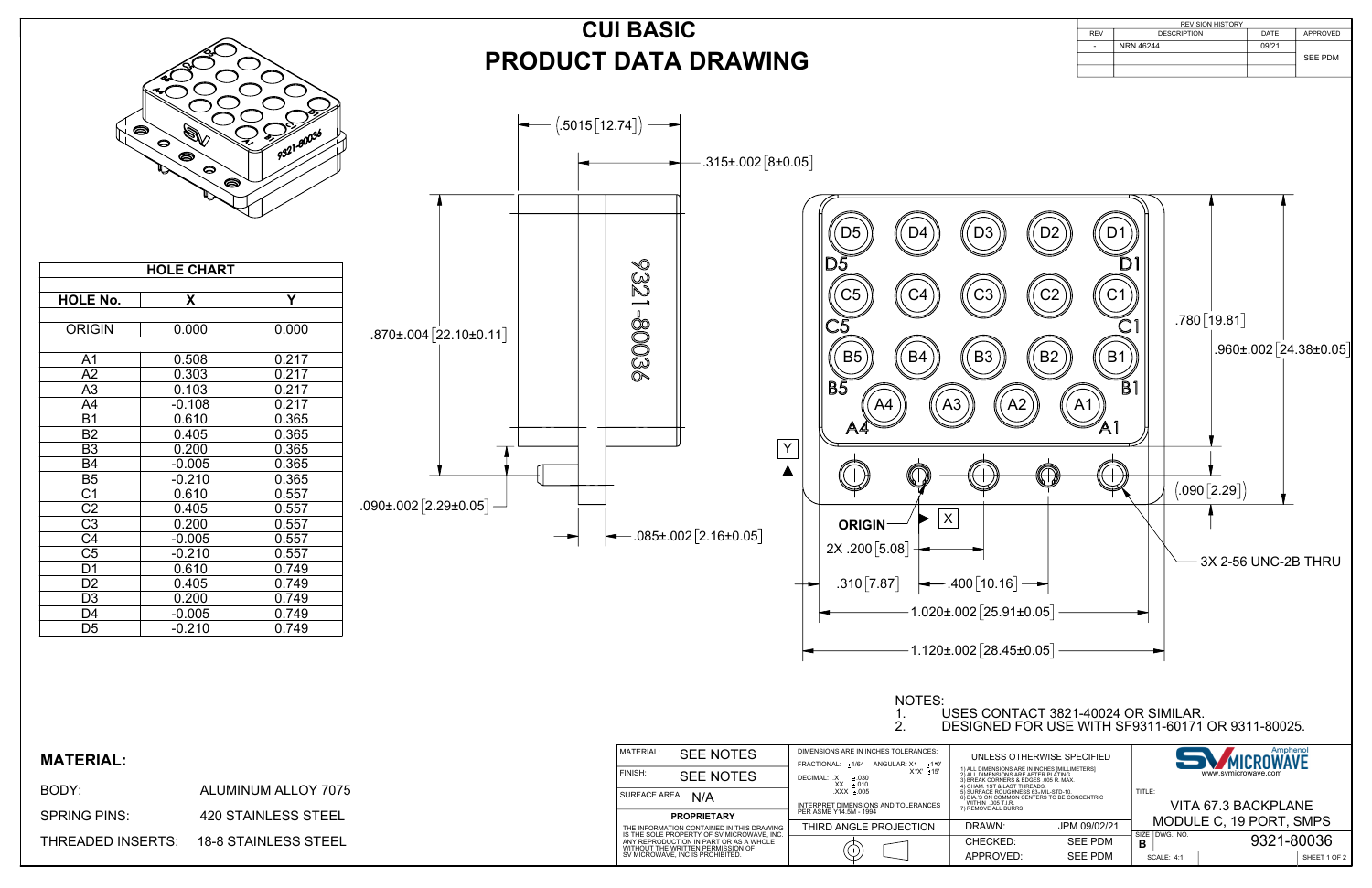# CUI BASIC PRODUCT DATA DRAWING

| REVISION HISTORY | | | |
|---|---|---|---|
| REV | DESCRIPTION | DATE | APPROVED |
| - | NRN 46244 | 09/21 | SEE PDM |

| HOLE CHART | | |
|---|---|---|
| HOLE No. | X | Y |
| ORIGIN | 0.000 | 0.000 |
| A1 | 0.508 | 0.217 |
| A2 | 0.303 | 0.217 |
| A3 | 0.103 | 0.217 |
| A4 | -0.108 | 0.217 |
| B1 | 0.610 | 0.365 |
| B2 | 0.405 | 0.365 |
| B3 | 0.200 | 0.365 |
| B4 | -0.005 | 0.365 |
| B5 | -0.210 | 0.365 |
| C1 | 0.610 | 0.557 |
| C2 | 0.405 | 0.557 |
| C3 | 0.200 | 0.557 |
| C4 | -0.005 | 0.557 |
| C5 | -0.210 | 0.557 |
| D1 | 0.610 | 0.749 |
| D2 | 0.405 | 0.749 |
| D3 | 0.200 | 0.749 |
| D4 | -0.005 | 0.749 |
| D5 | -0.210 | 0.749 |

(.5015 [12.74])
.315±.002 [8±0.05]
.870±.004 [22.10±0.11]
.090±.002 [2.29±0.05]
.085±.002 [2.16±0.05]
9321-80036

D5 D4 D3 D2 D1
C5 C4 C3 C2 C1
B5 B4 B3 B2 B1
A4 A3 A2 A1

.780 [19.81]
.960±.002 [24.38±0.05]
(.090 [2.29])
Y
X
ORIGIN
2X .200 [5.08]
.310 [7.87]
.400 [10.16]
1.020±.002 [25.91±0.05]
1.120±.002 [28.45±0.05]
3X 2-56 UNC-2B THRU

NOTES:
1. USES CONTACT 3821-40024 OR SIMILAR.
2. DESIGNED FOR USE WITH SF9311-60171 OR 9311-80025.

## MATERIAL:

| | |
|---|---|
| BODY: | ALUMINUM ALLOY 7075 |
| SPRING PINS: | 420 STAINLESS STEEL |
| THREADED INSERTS: | 18-8 STAINLESS STEEL |

MATERIAL: SEE NOTES
FINISH: SEE NOTES
SURFACE AREA: N/A

**PROPRIETARY**
THE INFORMATION CONTAINED IN THIS DRAWING IS THE SOLE PROPERTY OF SV MICROWAVE, INC. ANY REPRODUCTION IN PART OR AS A WHOLE WITHOUT THE WRITTEN PERMISSION OF SV MICROWAVE, INC IS PROHIBITED.

DIMENSIONS ARE IN INCHES TOLERANCES:
FRACTIONAL: ±1/64 ANGULAR: X° ±1°0' X°X' ±15'
DECIMAL: .X ±.030 .XX ±.010 .XXX ±.005
INTERPRET DIMENSIONS AND TOLERANCES PER ASME Y14.5M - 1994
THIRD ANGLE PROJECTION

UNLESS OTHERWISE SPECIFIED
1) ALL DIMENSIONS ARE IN INCHES [MILLIMETERS]
2) ALL DIMENSIONS ARE AFTER PLATING.
3) BREAK CORNERS & EDGES .005 R. MAX.
4) CHAM. 1ST & LAST THREADS.
5) SURFACE ROUGHNESS 63 MIL-STD-10.
6) DIA.'S ON COMMON CENTERS TO BE CONCENTRIC WITHIN .005 T.I.R.
7) REMOVE ALL BURRS

| | |
|---|---|
| DRAWN: | JPM 09/02/21 |
| CHECKED: | SEE PDM |
| APPROVED: | SEE PDM |

Amphenol SV MICROWAVE
www.svmicrowave.com

TITLE: VITA 67.3 BACKPLANE MODULE C, 19 PORT, SMPS
SIZE: B DWG. NO. 9321-80036
SCALE: 4:1
SHEET 1 OF 2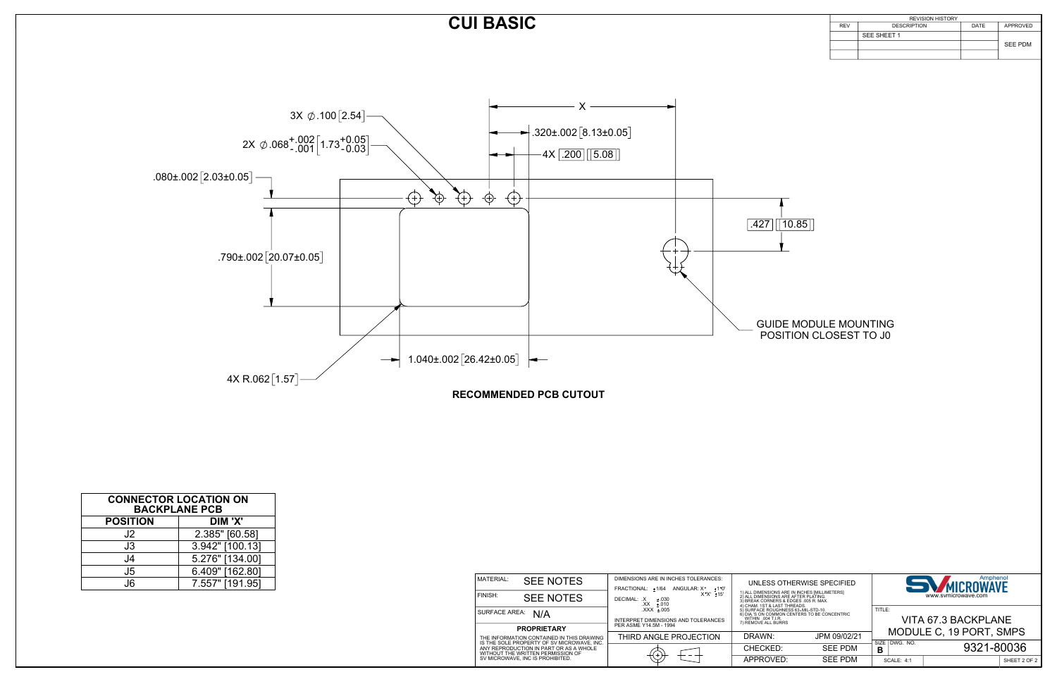# CUI BASIC

| REVISION HISTORY | | | |
|---|---|---|---|
| REV | DESCRIPTION | DATE | APPROVED |
| | SEE SHEET 1 | | SEE PDM |

3X ∅.100 [2.54]

2X ∅.068 $^{+.002}_{-.001}$ [1.73 $^{+0.05}_{-0.03}$]

.080±.002 [2.03±0.05]

.790±.002 [20.07±0.05]

4X R.062 [1.57]

X

.320±.002 [8.13±0.05]

4X .200 [5.08]

.427 [10.85]

1.040±.002 [26.42±0.05]

GUIDE MODULE MOUNTING POSITION CLOSEST TO J0

**RECOMMENDED PCB CUTOUT**

| CONNECTOR LOCATION ON BACKPLANE PCB | |
|---|---|
| **POSITION** | **DIM 'X'** |
| J2 | 2.385" [60.58] |
| J3 | 3.942" [100.13] |
| J4 | 5.276" [134.00] |
| J5 | 6.409" [162.80] |
| J6 | 7.557" [191.95] |

MATERIAL: SEE NOTES

FINISH: SEE NOTES

SURFACE AREA: N/A

**PROPRIETARY**

THE INFORMATION CONTAINED IN THIS DRAWING IS THE SOLE PROPERTY OF SV MICROWAVE, INC. ANY REPRODUCTION IN PART OR AS A WHOLE WITHOUT THE WRITTEN PERMISSION OF SV MICROWAVE, INC IS PROHIBITED.

DIMENSIONS ARE IN INCHES TOLERANCES:

FRACTIONAL: ±1/64 ANGULAR: X° ±1°0' X°X' ±15'

DECIMAL: .X ±.030 .XX ±.010 .XXX ±.005

INTERPRET DIMENSIONS AND TOLERANCES PER ASME Y14.5M - 1994

THIRD ANGLE PROJECTION

UNLESS OTHERWISE SPECIFIED

1) ALL DIMENSIONS ARE IN INCHES [MILLIMETERS]
2) ALL DIMENSIONS ARE AFTER PLATING.
3) BREAK CORNERS & EDGES .005 R. MAX.
4) CHAM. 1ST & LAST THREADS.
5) SURFACE ROUGHNESS 63-MIL-STD-10.
6) DIA.'S ON COMMON CENTERS TO BE CONCENTRIC WITHIN .004 T.I.R.
7) REMOVE ALL BURRS

| | |
|---|---|
| DRAWN: | JPM 09/02/21 |
| CHECKED: | SEE PDM |
| APPROVED: | SEE PDM |

Amphenol SV MICROWAVE www.svmicrowave.com

TITLE: VITA 67.3 BACKPLANE MODULE C, 19 PORT, SMPS

SIZE: B DWG. NO. 9321-80036

SCALE: 4:1 SHEET 2 OF 2